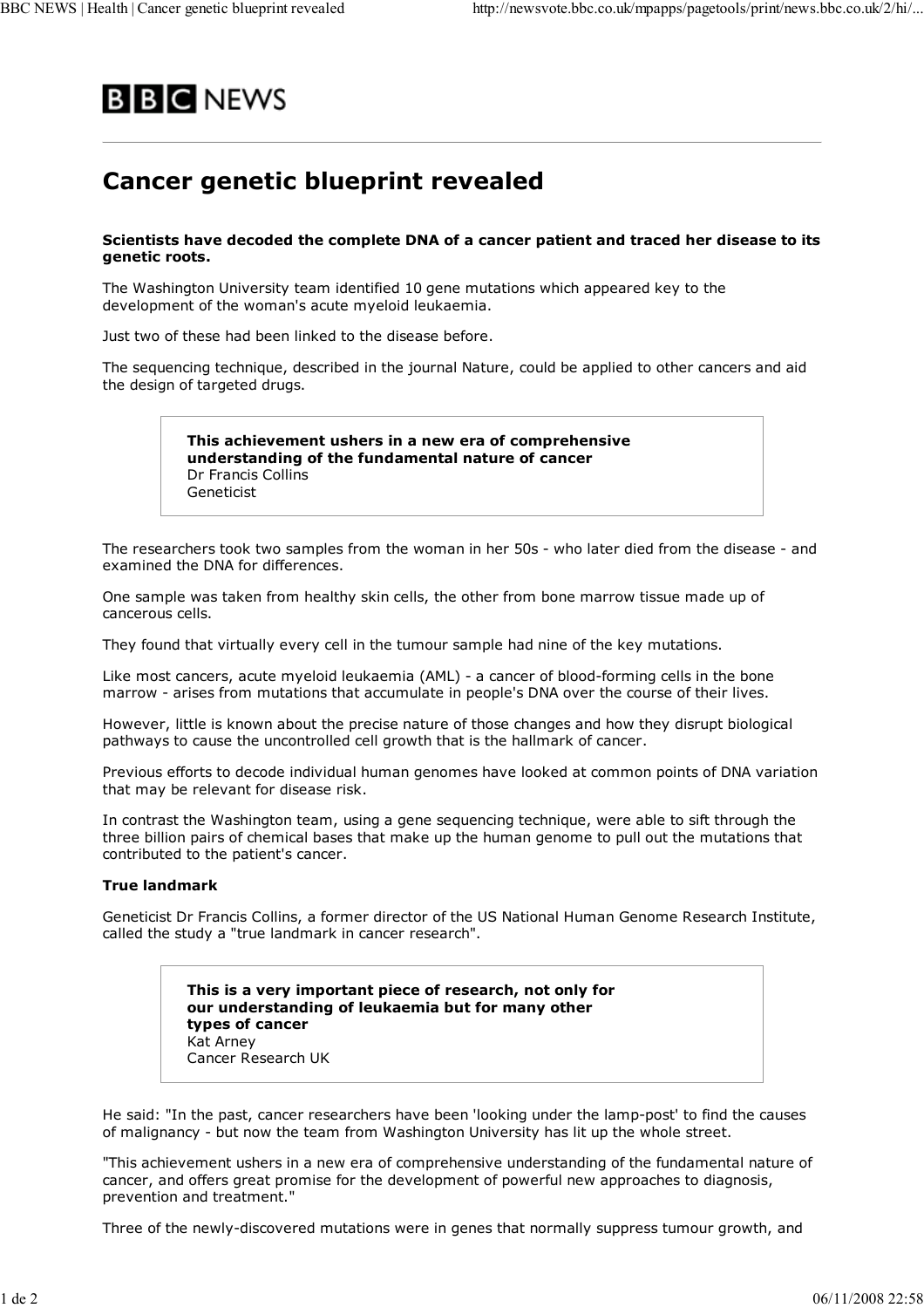# Cancer genetic blueprint revealed

**Scientists have decoded the complete DNA of a cancer patient and traced her disease to its genetic roots.**

The Washington University team identified 10 gene mutations which appeared key to the development of the woman's acute myeloid leukaemia.

Just two of these had been linked to the disease before.

The sequencing technique, described in the journal Nature, could be applied to other cancers and aid the design of targeted drugs.

> **This achievement ushers in a new era of comprehensive understanding of the fundamental nature of cancer**
> Dr Francis Collins
> Geneticist

The researchers took two samples from the woman in her 50s - who later died from the disease - and examined the DNA for differences.

One sample was taken from healthy skin cells, the other from bone marrow tissue made up of cancerous cells.

They found that virtually every cell in the tumour sample had nine of the key mutations.

Like most cancers, acute myeloid leukaemia (AML) - a cancer of blood-forming cells in the bone marrow - arises from mutations that accumulate in people's DNA over the course of their lives.

However, little is known about the precise nature of those changes and how they disrupt biological pathways to cause the uncontrolled cell growth that is the hallmark of cancer.

Previous efforts to decode individual human genomes have looked at common points of DNA variation that may be relevant for disease risk.

In contrast the Washington team, using a gene sequencing technique, were able to sift through the three billion pairs of chemical bases that make up the human genome to pull out the mutations that contributed to the patient's cancer.

### True landmark

Geneticist Dr Francis Collins, a former director of the US National Human Genome Research Institute, called the study a "true landmark in cancer research".

> **This is a very important piece of research, not only for our understanding of leukaemia but for many other types of cancer**
> Kat Arney
> Cancer Research UK

He said: "In the past, cancer researchers have been 'looking under the lamp-post' to find the causes of malignancy - but now the team from Washington University has lit up the whole street.

"This achievement ushers in a new era of comprehensive understanding of the fundamental nature of cancer, and offers great promise for the development of powerful new approaches to diagnosis, prevention and treatment."

Three of the newly-discovered mutations were in genes that normally suppress tumour growth, and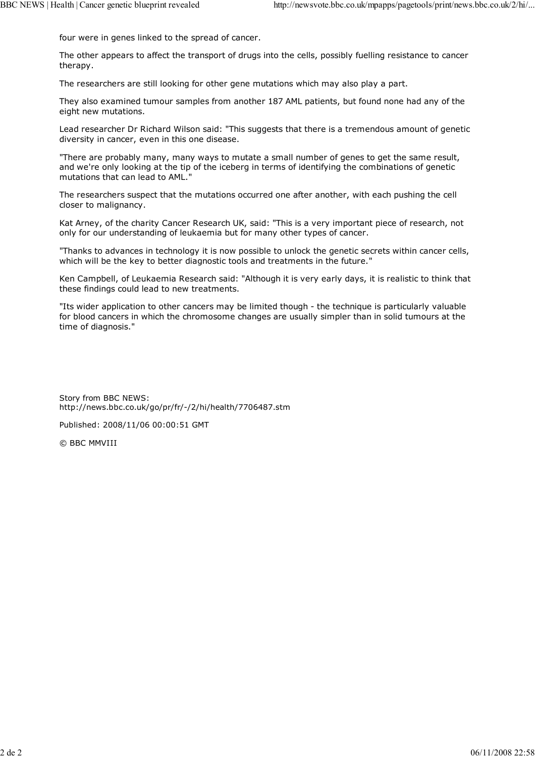four were in genes linked to the spread of cancer.

The other appears to affect the transport of drugs into the cells, possibly fuelling resistance to cancer therapy.

The researchers are still looking for other gene mutations which may also play a part.

They also examined tumour samples from another 187 AML patients, but found none had any of the eight new mutations.

Lead researcher Dr Richard Wilson said: "This suggests that there is a tremendous amount of genetic diversity in cancer, even in this one disease.

"There are probably many, many ways to mutate a small number of genes to get the same result, and we're only looking at the tip of the iceberg in terms of identifying the combinations of genetic mutations that can lead to AML."

The researchers suspect that the mutations occurred one after another, with each pushing the cell closer to malignancy.

Kat Arney, of the charity Cancer Research UK, said: "This is a very important piece of research, not only for our understanding of leukaemia but for many other types of cancer.

"Thanks to advances in technology it is now possible to unlock the genetic secrets within cancer cells, which will be the key to better diagnostic tools and treatments in the future."

Ken Campbell, of Leukaemia Research said: "Although it is very early days, it is realistic to think that these findings could lead to new treatments.

"Its wider application to other cancers may be limited though - the technique is particularly valuable for blood cancers in which the chromosome changes are usually simpler than in solid tumours at the time of diagnosis."

Story from BBC NEWS:
http://news.bbc.co.uk/go/pr/fr/-/2/hi/health/7706487.stm

Published: 2008/11/06 00:00:51 GMT

© BBC MMVIII